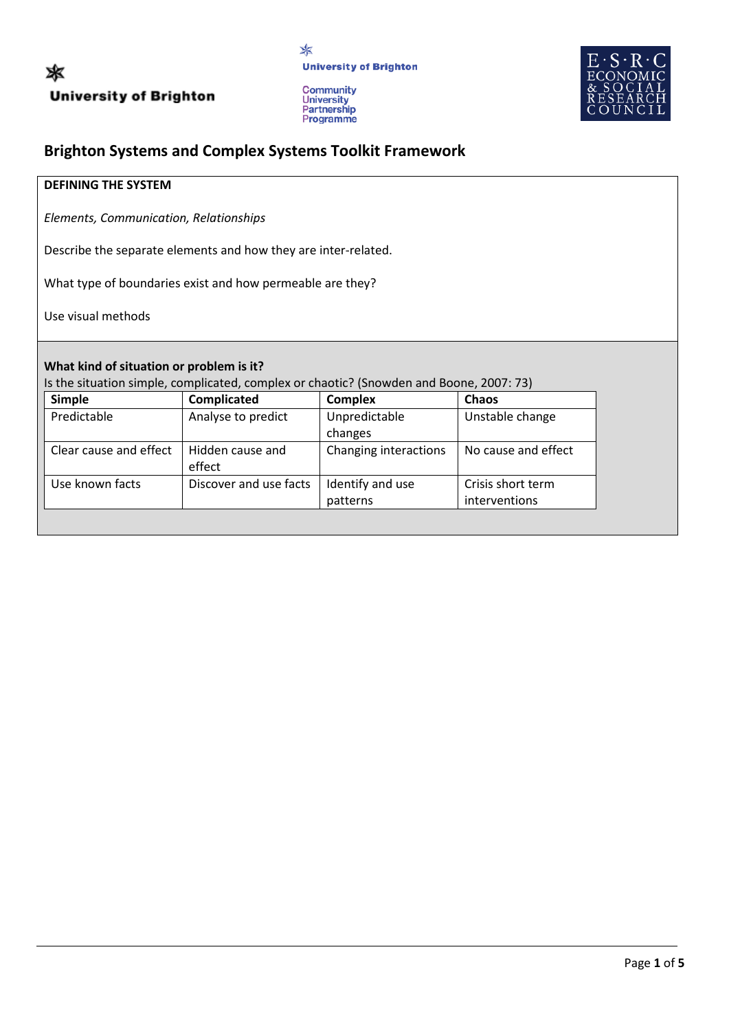# Brighton Systems and Complex Systems Toolkit Framework

**DEFINING THE SYSTEM**

*Elements, Communication, Relationships*

Describe the separate elements and how they are inter-related.

What type of boundaries exist and how permeable are they?

Use visual methods

**What kind of situation or problem is it?**

Is the situation simple, complicated, complex or chaotic? (Snowden and Boone, 2007: 73)

| Simple | Complicated | Complex | Chaos |
|---|---|---|---|
| Predictable | Analyse to predict | Unpredictable changes | Unstable change |
| Clear cause and effect | Hidden cause and effect | Changing interactions | No cause and effect |
| Use known facts | Discover and use facts | Identify and use patterns | Crisis short term interventions |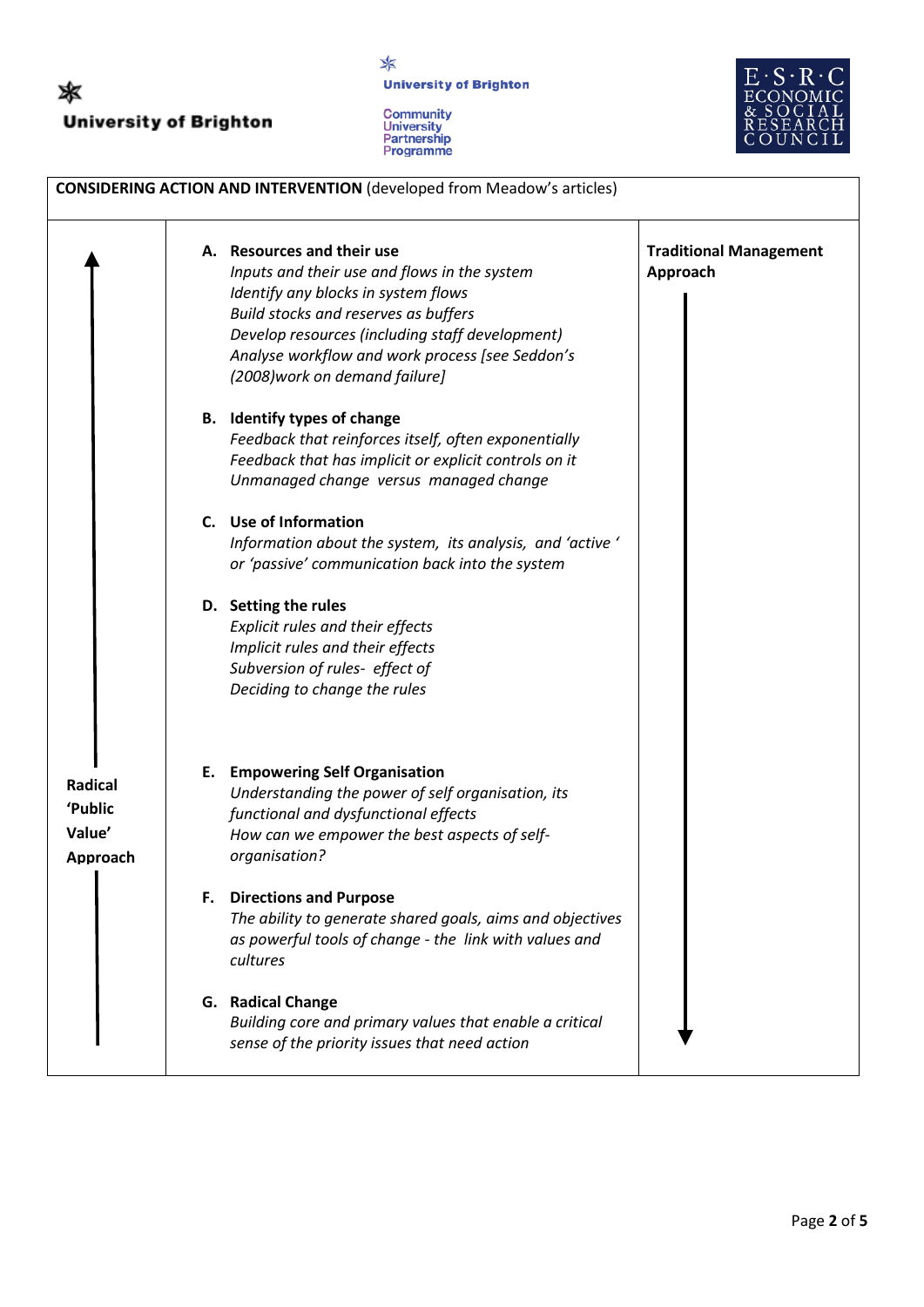**CONSIDERING ACTION AND INTERVENTION** (developed from Meadow's articles)

| ↑ Radical 'Public Value' Approach | | Traditional Management Approach ↓ |
|---|---|---|
| | **A. Resources and their use**<br>*Inputs and their use and flows in the system*<br>*Identify any blocks in system flows*<br>*Build stocks and reserves as buffers*<br>*Develop resources (including staff development)*<br>*Analyse workflow and work process [see Seddon's (2008)work on demand failure]*<br><br>**B. Identify types of change**<br>*Feedback that reinforces itself, often exponentially*<br>*Feedback that has implicit or explicit controls on it*<br>*Unmanaged change versus managed change*<br><br>**C. Use of Information**<br>*Information about the system, its analysis, and 'active ' or 'passive' communication back into the system*<br><br>**D. Setting the rules**<br>*Explicit rules and their effects*<br>*Implicit rules and their effects*<br>*Subversion of rules- effect of*<br>*Deciding to change the rules*<br><br>**E. Empowering Self Organisation**<br>*Understanding the power of self organisation, its functional and dysfunctional effects*<br>*How can we empower the best aspects of self-organisation?*<br><br>**F. Directions and Purpose**<br>*The ability to generate shared goals, aims and objectives as powerful tools of change - the link with values and cultures*<br><br>**G. Radical Change**<br>*Building core and primary values that enable a critical sense of the priority issues that need action* | |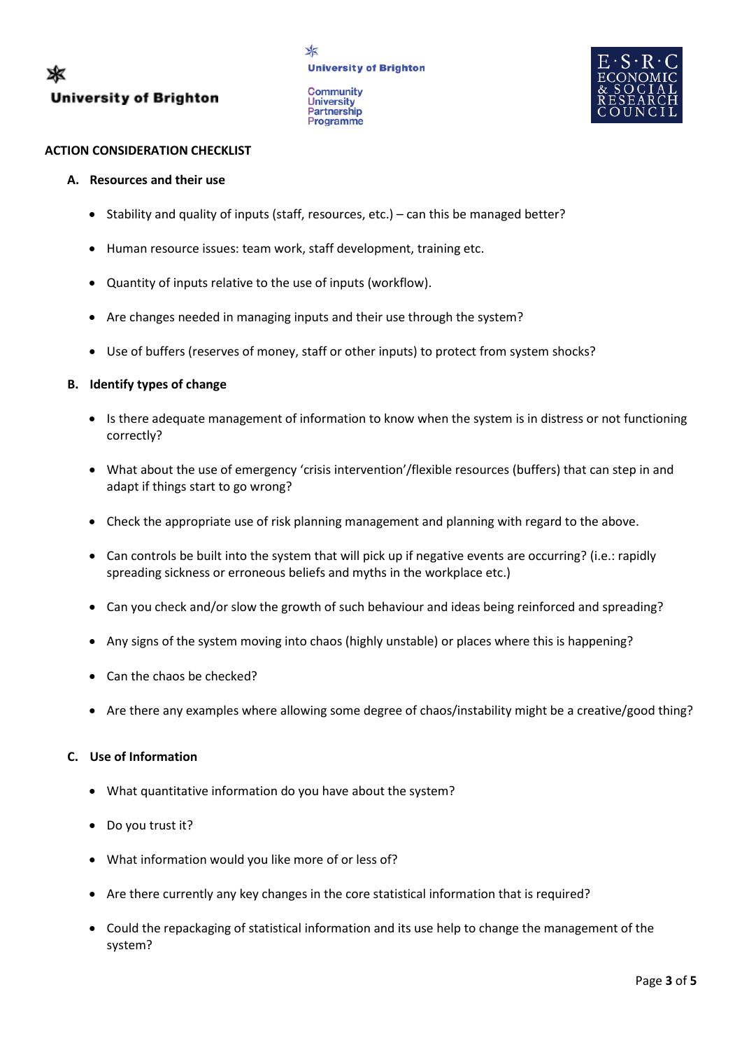## ACTION CONSIDERATION CHECKLIST

### A. Resources and their use

- Stability and quality of inputs (staff, resources, etc.) – can this be managed better?
- Human resource issues: team work, staff development, training etc.
- Quantity of inputs relative to the use of inputs (workflow).
- Are changes needed in managing inputs and their use through the system?
- Use of buffers (reserves of money, staff or other inputs) to protect from system shocks?

### B. Identify types of change

- Is there adequate management of information to know when the system is in distress or not functioning correctly?
- What about the use of emergency 'crisis intervention'/flexible resources (buffers) that can step in and adapt if things start to go wrong?
- Check the appropriate use of risk planning management and planning with regard to the above.
- Can controls be built into the system that will pick up if negative events are occurring? (i.e.: rapidly spreading sickness or erroneous beliefs and myths in the workplace etc.)
- Can you check and/or slow the growth of such behaviour and ideas being reinforced and spreading?
- Any signs of the system moving into chaos (highly unstable) or places where this is happening?
- Can the chaos be checked?
- Are there any examples where allowing some degree of chaos/instability might be a creative/good thing?

### C. Use of Information

- What quantitative information do you have about the system?
- Do you trust it?
- What information would you like more of or less of?
- Are there currently any key changes in the core statistical information that is required?
- Could the repackaging of statistical information and its use help to change the management of the system?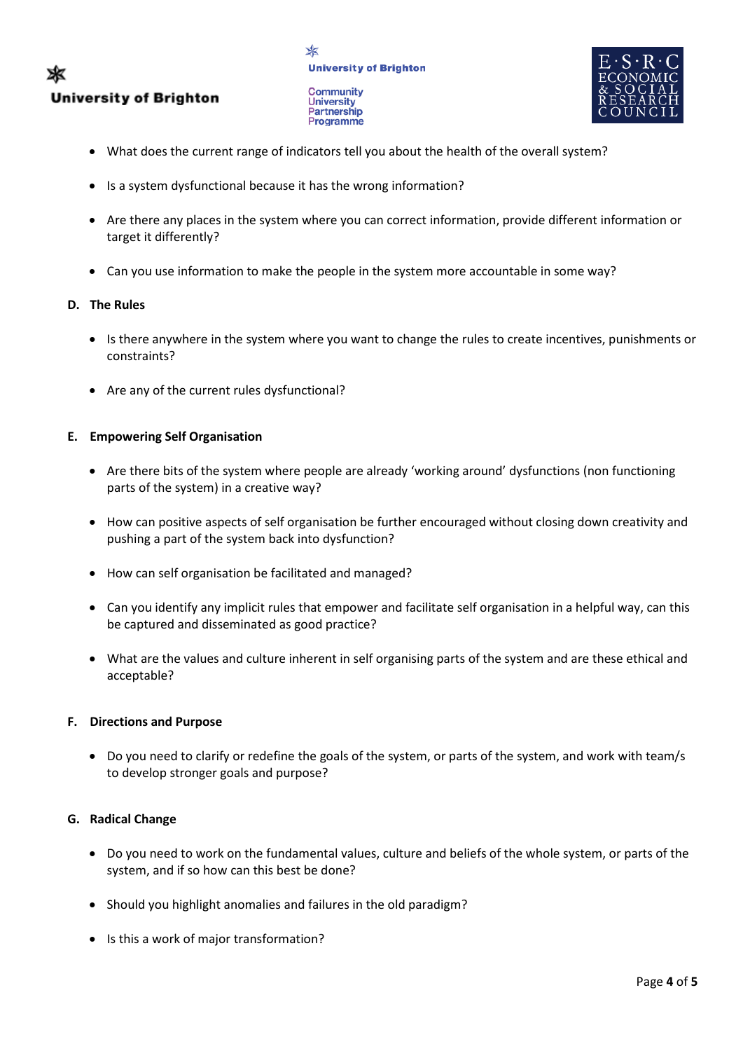- What does the current range of indicators tell you about the health of the overall system?
- Is a system dysfunctional because it has the wrong information?
- Are there any places in the system where you can correct information, provide different information or target it differently?
- Can you use information to make the people in the system more accountable in some way?

**D. The Rules**

- Is there anywhere in the system where you want to change the rules to create incentives, punishments or constraints?
- Are any of the current rules dysfunctional?

**E. Empowering Self Organisation**

- Are there bits of the system where people are already 'working around' dysfunctions (non functioning parts of the system) in a creative way?
- How can positive aspects of self organisation be further encouraged without closing down creativity and pushing a part of the system back into dysfunction?
- How can self organisation be facilitated and managed?
- Can you identify any implicit rules that empower and facilitate self organisation in a helpful way, can this be captured and disseminated as good practice?
- What are the values and culture inherent in self organising parts of the system and are these ethical and acceptable?

**F. Directions and Purpose**

- Do you need to clarify or redefine the goals of the system, or parts of the system, and work with team/s to develop stronger goals and purpose?

**G. Radical Change**

- Do you need to work on the fundamental values, culture and beliefs of the whole system, or parts of the system, and if so how can this best be done?
- Should you highlight anomalies and failures in the old paradigm?
- Is this a work of major transformation?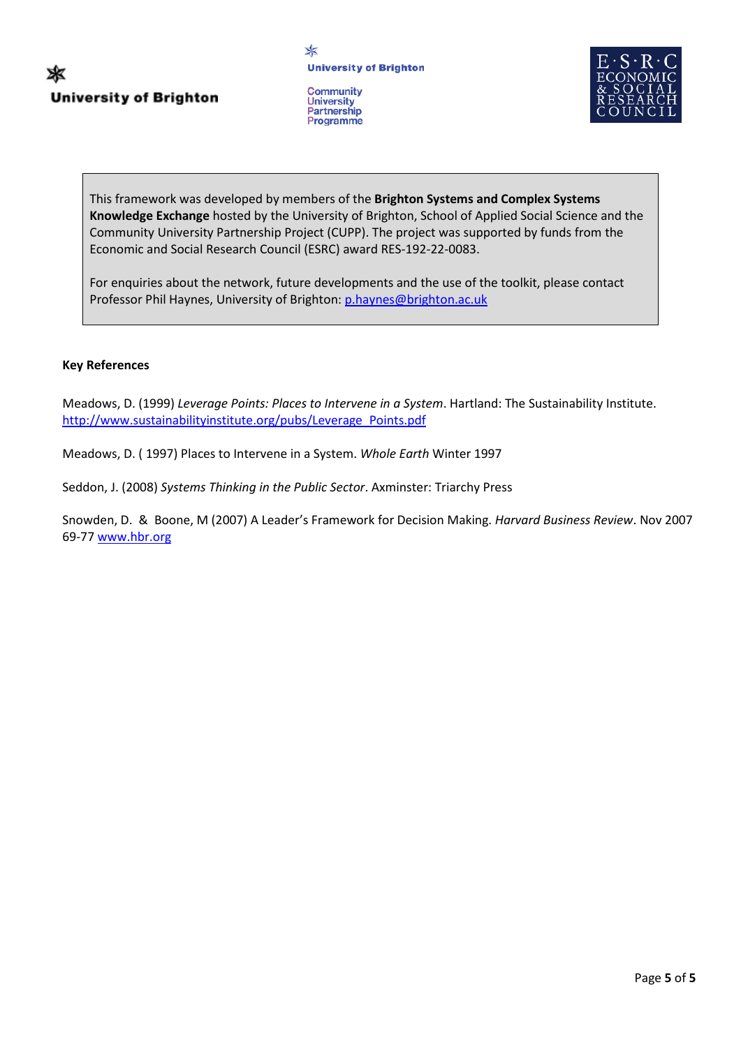This framework was developed by members of the **Brighton Systems and Complex Systems Knowledge Exchange** hosted by the University of Brighton, School of Applied Social Science and the Community University Partnership Project (CUPP). The project was supported by funds from the Economic and Social Research Council (ESRC) award RES-192-22-0083.

For enquiries about the network, future developments and the use of the toolkit, please contact Professor Phil Haynes, University of Brighton: p.haynes@brighton.ac.uk

**Key References**

Meadows, D. (1999) *Leverage Points: Places to Intervene in a System*. Hartland: The Sustainability Institute. http://www.sustainabilityinstitute.org/pubs/Leverage_Points.pdf

Meadows, D. ( 1997) Places to Intervene in a System. *Whole Earth* Winter 1997

Seddon, J. (2008) *Systems Thinking in the Public Sector*. Axminster: Triarchy Press

Snowden, D. & Boone, M (2007) A Leader's Framework for Decision Making. *Harvard Business Review*. Nov 2007 69-77 www.hbr.org